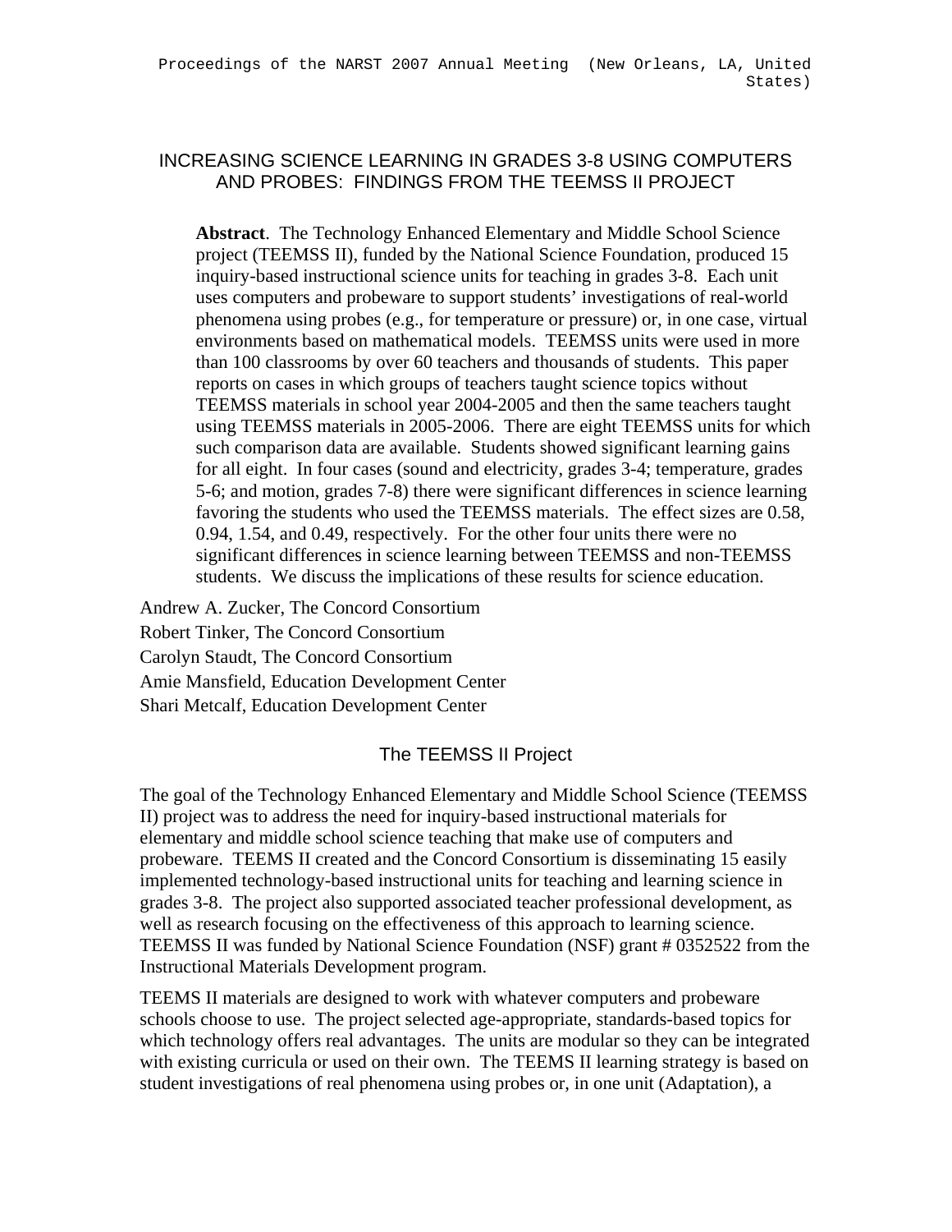# INCREASING SCIENCE LEARNING IN GRADES 3-8 USING COMPUTERS AND PROBES: FINDINGS FROM THE TEEMSS II PROJECT

**Abstract**. The Technology Enhanced Elementary and Middle School Science project (TEEMSS II), funded by the National Science Foundation, produced 15 inquiry-based instructional science units for teaching in grades 3-8. Each unit uses computers and probeware to support students' investigations of real-world phenomena using probes (e.g., for temperature or pressure) or, in one case, virtual environments based on mathematical models. TEEMSS units were used in more than 100 classrooms by over 60 teachers and thousands of students. This paper reports on cases in which groups of teachers taught science topics without TEEMSS materials in school year 2004-2005 and then the same teachers taught using TEEMSS materials in 2005-2006. There are eight TEEMSS units for which such comparison data are available. Students showed significant learning gains for all eight. In four cases (sound and electricity, grades 3-4; temperature, grades 5-6; and motion, grades 7-8) there were significant differences in science learning favoring the students who used the TEEMSS materials. The effect sizes are 0.58, 0.94, 1.54, and 0.49, respectively. For the other four units there were no significant differences in science learning between TEEMSS and non-TEEMSS students. We discuss the implications of these results for science education.

Andrew A. Zucker, The Concord Consortium
Robert Tinker, The Concord Consortium
Carolyn Staudt, The Concord Consortium
Amie Mansfield, Education Development Center
Shari Metcalf, Education Development Center

## The TEEMSS II Project

The goal of the Technology Enhanced Elementary and Middle School Science (TEEMSS II) project was to address the need for inquiry-based instructional materials for elementary and middle school science teaching that make use of computers and probeware. TEEMS II created and the Concord Consortium is disseminating 15 easily implemented technology-based instructional units for teaching and learning science in grades 3-8. The project also supported associated teacher professional development, as well as research focusing on the effectiveness of this approach to learning science. TEEMSS II was funded by National Science Foundation (NSF) grant # 0352522 from the Instructional Materials Development program.

TEEMS II materials are designed to work with whatever computers and probeware schools choose to use. The project selected age-appropriate, standards-based topics for which technology offers real advantages. The units are modular so they can be integrated with existing curricula or used on their own. The TEEMS II learning strategy is based on student investigations of real phenomena using probes or, in one unit (Adaptation), a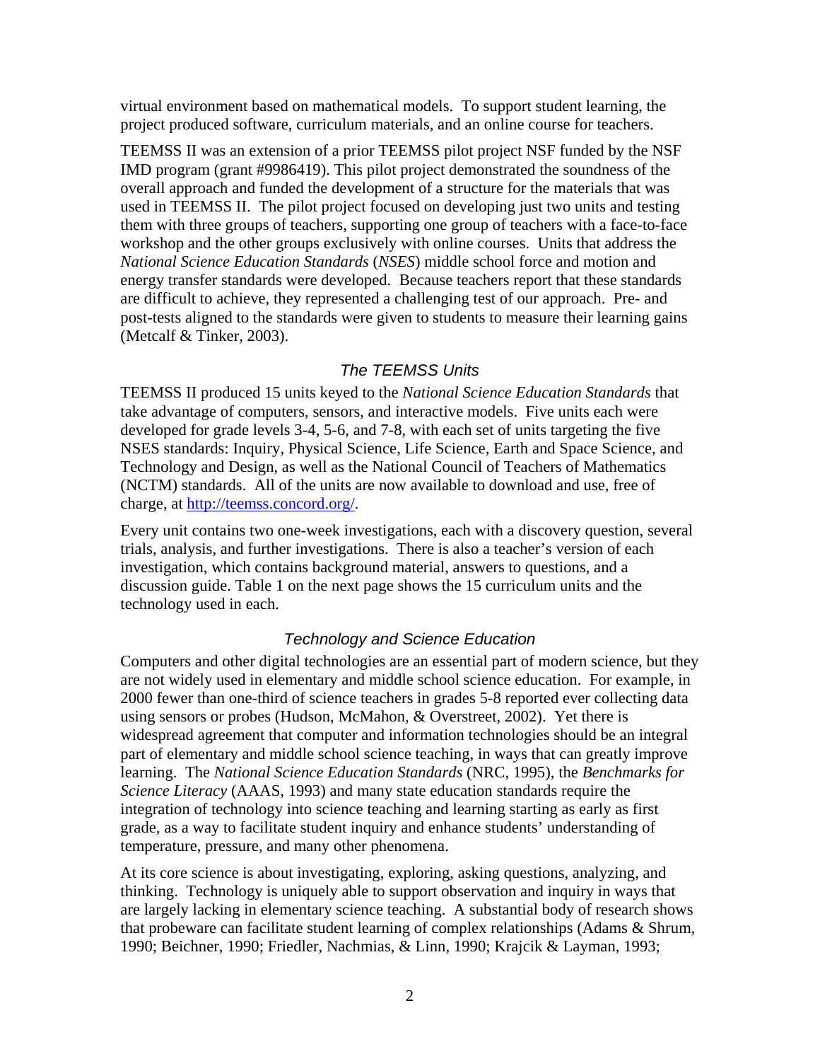virtual environment based on mathematical models. To support student learning, the project produced software, curriculum materials, and an online course for teachers.

TEEMSS II was an extension of a prior TEEMSS pilot project NSF funded by the NSF IMD program (grant #9986419). This pilot project demonstrated the soundness of the overall approach and funded the development of a structure for the materials that was used in TEEMSS II. The pilot project focused on developing just two units and testing them with three groups of teachers, supporting one group of teachers with a face-to-face workshop and the other groups exclusively with online courses. Units that address the *National Science Education Standards* (*NSES*) middle school force and motion and energy transfer standards were developed. Because teachers report that these standards are difficult to achieve, they represented a challenging test of our approach. Pre- and post-tests aligned to the standards were given to students to measure their learning gains (Metcalf & Tinker, 2003).

### *The TEEMSS Units*

TEEMSS II produced 15 units keyed to the *National Science Education Standards* that take advantage of computers, sensors, and interactive models. Five units each were developed for grade levels 3-4, 5-6, and 7-8, with each set of units targeting the five NSES standards: Inquiry, Physical Science, Life Science, Earth and Space Science, and Technology and Design, as well as the National Council of Teachers of Mathematics (NCTM) standards. All of the units are now available to download and use, free of charge, at [http://teemss.concord.org/](http://teemss.concord.org/).

Every unit contains two one-week investigations, each with a discovery question, several trials, analysis, and further investigations. There is also a teacher's version of each investigation, which contains background material, answers to questions, and a discussion guide. Table 1 on the next page shows the 15 curriculum units and the technology used in each.

### *Technology and Science Education*

Computers and other digital technologies are an essential part of modern science, but they are not widely used in elementary and middle school science education. For example, in 2000 fewer than one-third of science teachers in grades 5-8 reported ever collecting data using sensors or probes (Hudson, McMahon, & Overstreet, 2002). Yet there is widespread agreement that computer and information technologies should be an integral part of elementary and middle school science teaching, in ways that can greatly improve learning. The *National Science Education Standards* (NRC, 1995), the *Benchmarks for Science Literacy* (AAAS, 1993) and many state education standards require the integration of technology into science teaching and learning starting as early as first grade, as a way to facilitate student inquiry and enhance students' understanding of temperature, pressure, and many other phenomena.

At its core science is about investigating, exploring, asking questions, analyzing, and thinking. Technology is uniquely able to support observation and inquiry in ways that are largely lacking in elementary science teaching. A substantial body of research shows that probeware can facilitate student learning of complex relationships (Adams & Shrum, 1990; Beichner, 1990; Friedler, Nachmias, & Linn, 1990; Krajcik & Layman, 1993;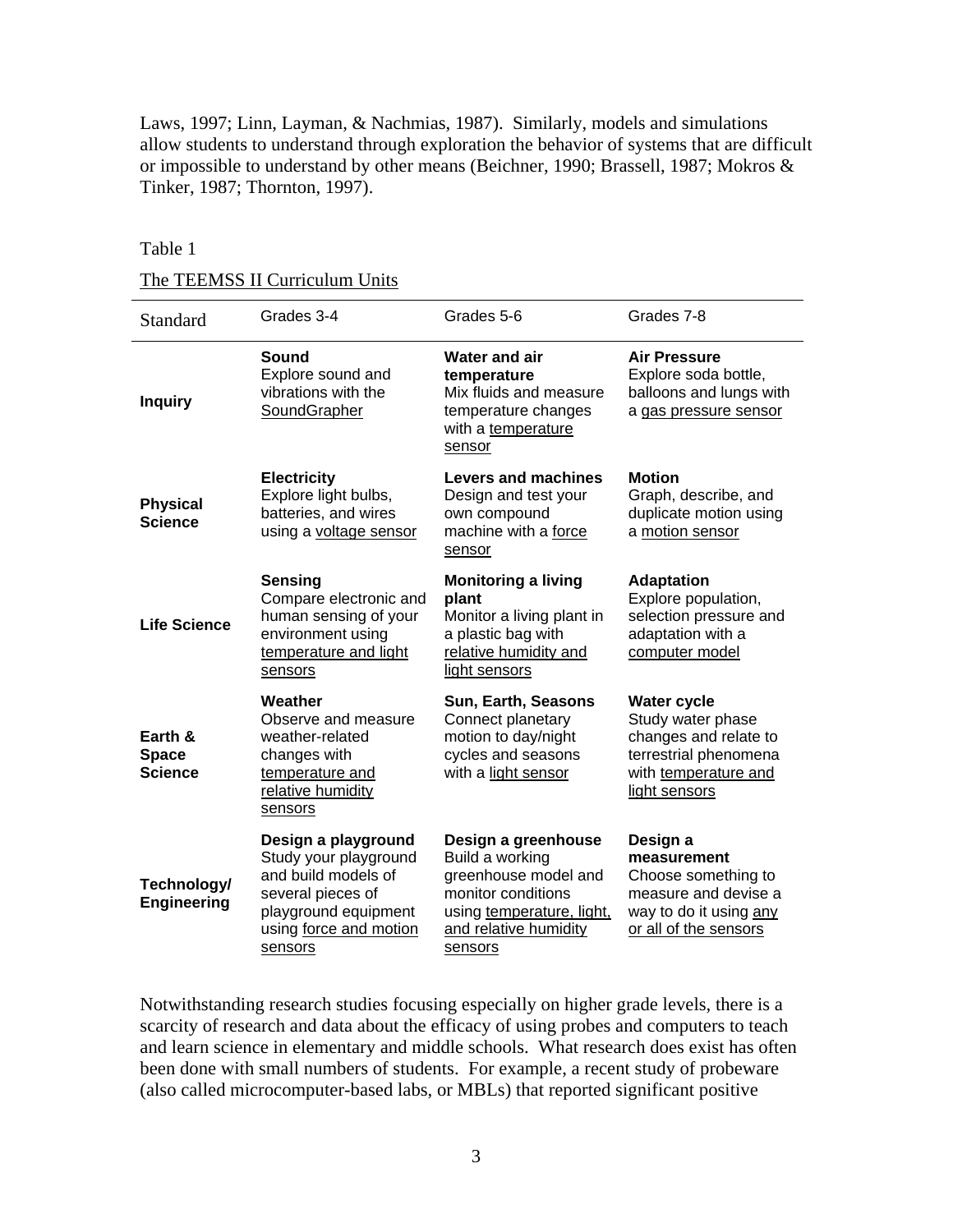Laws, 1997; Linn, Layman, & Nachmias, 1987). Similarly, models and simulations allow students to understand through exploration the behavior of systems that are difficult or impossible to understand by other means (Beichner, 1990; Brassell, 1987; Mokros & Tinker, 1987; Thornton, 1997).

Table 1

The TEEMSS II Curriculum Units

| Standard | Grades 3-4 | Grades 5-6 | Grades 7-8 |
|---|---|---|---|
| **Inquiry** | **Sound** Explore sound and vibrations with the SoundGrapher | **Water and air temperature** Mix fluids and measure temperature changes with a temperature sensor | **Air Pressure** Explore soda bottle, balloons and lungs with a gas pressure sensor |
| **Physical Science** | **Electricity** Explore light bulbs, batteries, and wires using a voltage sensor | **Levers and machines** Design and test your own compound machine with a force sensor | **Motion** Graph, describe, and duplicate motion using a motion sensor |
| **Life Science** | **Sensing** Compare electronic and human sensing of your environment using temperature and light sensors | **Monitoring a living plant** Monitor a living plant in a plastic bag with relative humidity and light sensors | **Adaptation** Explore population, selection pressure and adaptation with a computer model |
| **Earth & Space Science** | **Weather** Observe and measure weather-related changes with temperature and relative humidity sensors | **Sun, Earth, Seasons** Connect planetary motion to day/night cycles and seasons with a light sensor | **Water cycle** Study water phase changes and relate to terrestrial phenomena with temperature and light sensors |
| **Technology/ Engineering** | **Design a playground** Study your playground and build models of several pieces of playground equipment using force and motion sensors | **Design a greenhouse** Build a working greenhouse model and monitor conditions using temperature, light, and relative humidity sensors | **Design a measurement** Choose something to measure and devise a way to do it using any or all of the sensors |

Notwithstanding research studies focusing especially on higher grade levels, there is a scarcity of research and data about the efficacy of using probes and computers to teach and learn science in elementary and middle schools. What research does exist has often been done with small numbers of students. For example, a recent study of probeware (also called microcomputer-based labs, or MBLs) that reported significant positive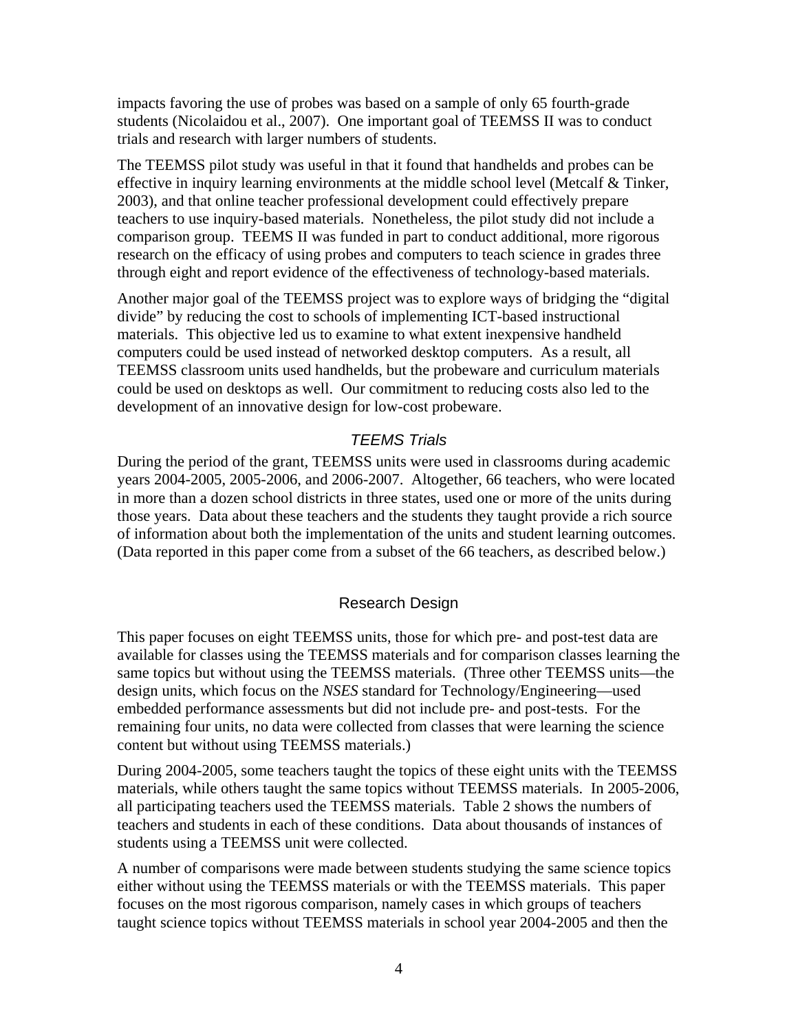impacts favoring the use of probes was based on a sample of only 65 fourth-grade students (Nicolaidou et al., 2007). One important goal of TEEMSS II was to conduct trials and research with larger numbers of students.

The TEEMSS pilot study was useful in that it found that handhelds and probes can be effective in inquiry learning environments at the middle school level (Metcalf & Tinker, 2003), and that online teacher professional development could effectively prepare teachers to use inquiry-based materials. Nonetheless, the pilot study did not include a comparison group. TEEMS II was funded in part to conduct additional, more rigorous research on the efficacy of using probes and computers to teach science in grades three through eight and report evidence of the effectiveness of technology-based materials.

Another major goal of the TEEMSS project was to explore ways of bridging the "digital divide" by reducing the cost to schools of implementing ICT-based instructional materials. This objective led us to examine to what extent inexpensive handheld computers could be used instead of networked desktop computers. As a result, all TEEMSS classroom units used handhelds, but the probeware and curriculum materials could be used on desktops as well. Our commitment to reducing costs also led to the development of an innovative design for low-cost probeware.

### *TEEMS Trials*

During the period of the grant, TEEMSS units were used in classrooms during academic years 2004-2005, 2005-2006, and 2006-2007. Altogether, 66 teachers, who were located in more than a dozen school districts in three states, used one or more of the units during those years. Data about these teachers and the students they taught provide a rich source of information about both the implementation of the units and student learning outcomes. (Data reported in this paper come from a subset of the 66 teachers, as described below.)

## Research Design

This paper focuses on eight TEEMSS units, those for which pre- and post-test data are available for classes using the TEEMSS materials and for comparison classes learning the same topics but without using the TEEMSS materials. (Three other TEEMSS units—the design units, which focus on the *NSES* standard for Technology/Engineering—used embedded performance assessments but did not include pre- and post-tests. For the remaining four units, no data were collected from classes that were learning the science content but without using TEEMSS materials.)

During 2004-2005, some teachers taught the topics of these eight units with the TEEMSS materials, while others taught the same topics without TEEMSS materials. In 2005-2006, all participating teachers used the TEEMSS materials. Table 2 shows the numbers of teachers and students in each of these conditions. Data about thousands of instances of students using a TEEMSS unit were collected.

A number of comparisons were made between students studying the same science topics either without using the TEEMSS materials or with the TEEMSS materials. This paper focuses on the most rigorous comparison, namely cases in which groups of teachers taught science topics without TEEMSS materials in school year 2004-2005 and then the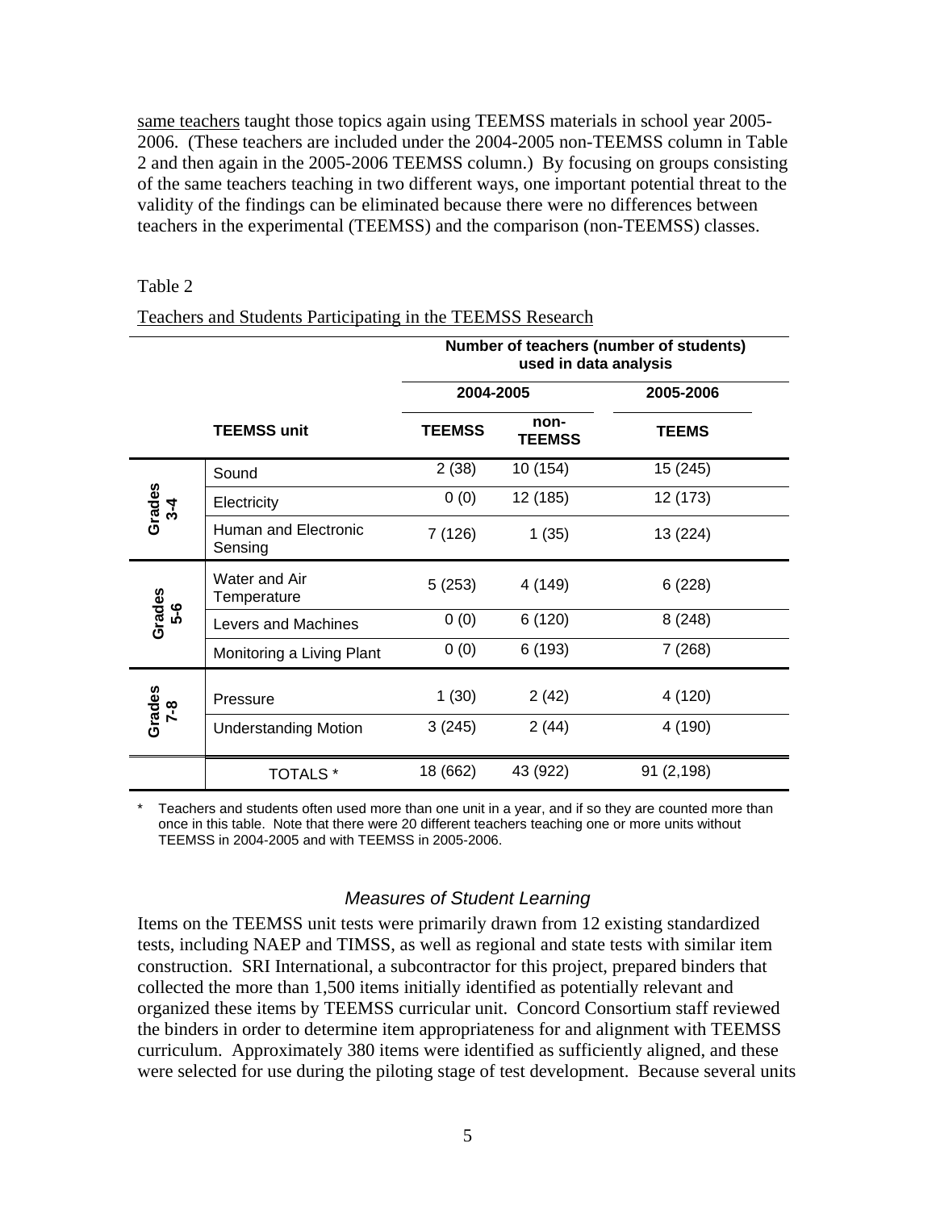same teachers taught those topics again using TEEMSS materials in school year 2005-2006. (These teachers are included under the 2004-2005 non-TEEMSS column in Table 2 and then again in the 2005-2006 TEEMSS column.) By focusing on groups consisting of the same teachers teaching in two different ways, one important potential threat to the validity of the findings can be eliminated because there were no differences between teachers in the experimental (TEEMSS) and the comparison (non-TEEMSS) classes.

Table 2

Teachers and Students Participating in the TEEMSS Research

| | | Number of teachers (number of students) used in data analysis | | |
|---|---|---|---|---|
| | | 2004-2005 | | 2005-2006 |
| | **TEEMSS unit** | **TEEMSS** | **non-TEEMSS** | **TEEMS** |
| **Grades 3-4** | Sound | 2 (38) | 10 (154) | 15 (245) |
| | Electricity | 0 (0) | 12 (185) | 12 (173) |
| | Human and Electronic Sensing | 7 (126) | 1 (35) | 13 (224) |
| **Grades 5-6** | Water and Air Temperature | 5 (253) | 4 (149) | 6 (228) |
| | Levers and Machines | 0 (0) | 6 (120) | 8 (248) |
| | Monitoring a Living Plant | 0 (0) | 6 (193) | 7 (268) |
| **Grades 7-8** | Pressure | 1 (30) | 2 (42) | 4 (120) |
| | Understanding Motion | 3 (245) | 2 (44) | 4 (190) |
| | TOTALS * | 18 (662) | 43 (922) | 91 (2,198) |

\* Teachers and students often used more than one unit in a year, and if so they are counted more than once in this table. Note that there were 20 different teachers teaching one or more units without TEEMSS in 2004-2005 and with TEEMSS in 2005-2006.

### *Measures of Student Learning*

Items on the TEEMSS unit tests were primarily drawn from 12 existing standardized tests, including NAEP and TIMSS, as well as regional and state tests with similar item construction. SRI International, a subcontractor for this project, prepared binders that collected the more than 1,500 items initially identified as potentially relevant and organized these items by TEEMSS curricular unit. Concord Consortium staff reviewed the binders in order to determine item appropriateness for and alignment with TEEMSS curriculum. Approximately 380 items were identified as sufficiently aligned, and these were selected for use during the piloting stage of test development. Because several units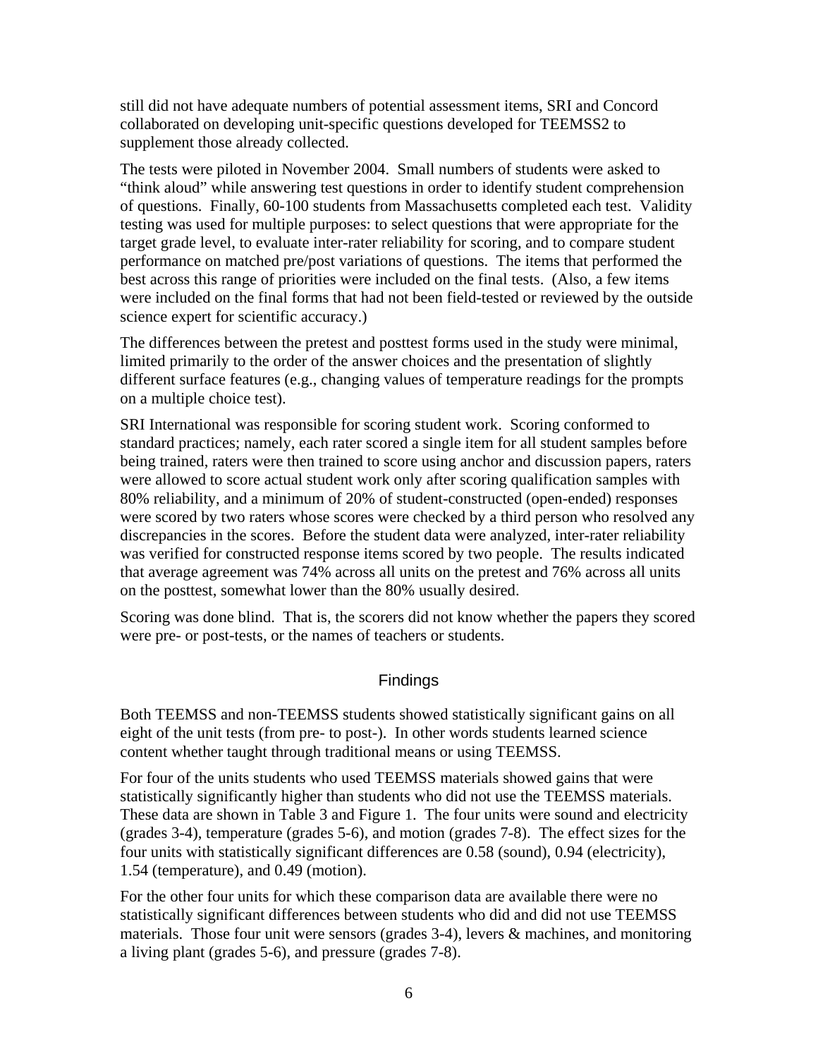still did not have adequate numbers of potential assessment items, SRI and Concord collaborated on developing unit-specific questions developed for TEEMSS2 to supplement those already collected.

The tests were piloted in November 2004. Small numbers of students were asked to "think aloud" while answering test questions in order to identify student comprehension of questions. Finally, 60-100 students from Massachusetts completed each test. Validity testing was used for multiple purposes: to select questions that were appropriate for the target grade level, to evaluate inter-rater reliability for scoring, and to compare student performance on matched pre/post variations of questions. The items that performed the best across this range of priorities were included on the final tests. (Also, a few items were included on the final forms that had not been field-tested or reviewed by the outside science expert for scientific accuracy.)

The differences between the pretest and posttest forms used in the study were minimal, limited primarily to the order of the answer choices and the presentation of slightly different surface features (e.g., changing values of temperature readings for the prompts on a multiple choice test).

SRI International was responsible for scoring student work. Scoring conformed to standard practices; namely, each rater scored a single item for all student samples before being trained, raters were then trained to score using anchor and discussion papers, raters were allowed to score actual student work only after scoring qualification samples with 80% reliability, and a minimum of 20% of student-constructed (open-ended) responses were scored by two raters whose scores were checked by a third person who resolved any discrepancies in the scores. Before the student data were analyzed, inter-rater reliability was verified for constructed response items scored by two people. The results indicated that average agreement was 74% across all units on the pretest and 76% across all units on the posttest, somewhat lower than the 80% usually desired.

Scoring was done blind. That is, the scorers did not know whether the papers they scored were pre- or post-tests, or the names of teachers or students.

## Findings

Both TEEMSS and non-TEEMSS students showed statistically significant gains on all eight of the unit tests (from pre- to post-). In other words students learned science content whether taught through traditional means or using TEEMSS.

For four of the units students who used TEEMSS materials showed gains that were statistically significantly higher than students who did not use the TEEMSS materials. These data are shown in Table 3 and Figure 1. The four units were sound and electricity (grades 3-4), temperature (grades 5-6), and motion (grades 7-8). The effect sizes for the four units with statistically significant differences are 0.58 (sound), 0.94 (electricity), 1.54 (temperature), and 0.49 (motion).

For the other four units for which these comparison data are available there were no statistically significant differences between students who did and did not use TEEMSS materials. Those four unit were sensors (grades 3-4), levers & machines, and monitoring a living plant (grades 5-6), and pressure (grades 7-8).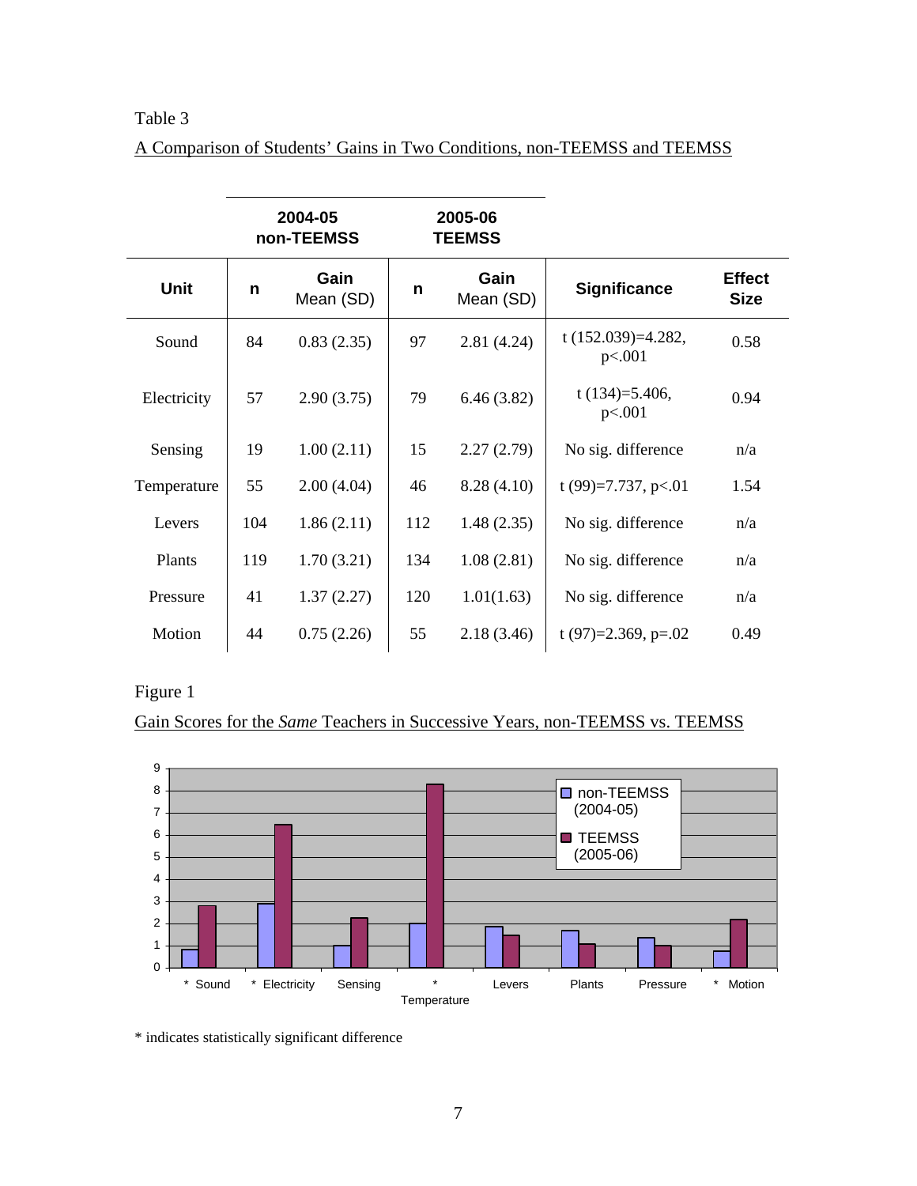Table 3

A Comparison of Students' Gains in Two Conditions, non-TEEMSS and TEEMSS

| | 2004-05 non-TEEMSS | | 2005-06 TEEMSS | | | |
|---|---|---|---|---|---|---|
| **Unit** | **n** | **Gain** Mean (SD) | **n** | **Gain** Mean (SD) | **Significance** | **Effect Size** |
| Sound | 84 | 0.83 (2.35) | 97 | 2.81 (4.24) | t (152.039)=4.282, p<.001 | 0.58 |
| Electricity | 57 | 2.90 (3.75) | 79 | 6.46 (3.82) | t (134)=5.406, p<.001 | 0.94 |
| Sensing | 19 | 1.00 (2.11) | 15 | 2.27 (2.79) | No sig. difference | n/a |
| Temperature | 55 | 2.00 (4.04) | 46 | 8.28 (4.10) | t (99)=7.737, p<.01 | 1.54 |
| Levers | 104 | 1.86 (2.11) | 112 | 1.48 (2.35) | No sig. difference | n/a |
| Plants | 119 | 1.70 (3.21) | 134 | 1.08 (2.81) | No sig. difference | n/a |
| Pressure | 41 | 1.37 (2.27) | 120 | 1.01(1.63) | No sig. difference | n/a |
| Motion | 44 | 0.75 (2.26) | 55 | 2.18 (3.46) | t (97)=2.369, p=.02 | 0.49 |

Figure 1

Gain Scores for the *Same* Teachers in Successive Years, non-TEEMSS vs. TEEMSS

* indicates statistically significant difference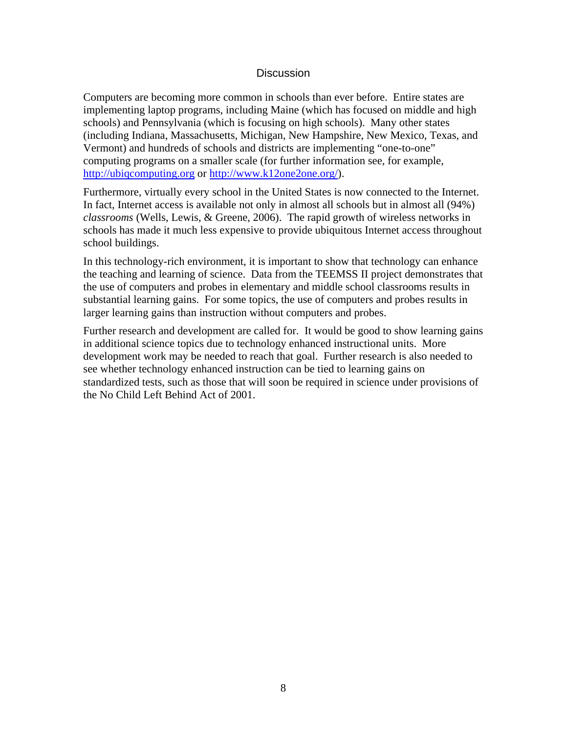## Discussion

Computers are becoming more common in schools than ever before. Entire states are implementing laptop programs, including Maine (which has focused on middle and high schools) and Pennsylvania (which is focusing on high schools). Many other states (including Indiana, Massachusetts, Michigan, New Hampshire, New Mexico, Texas, and Vermont) and hundreds of schools and districts are implementing "one-to-one" computing programs on a smaller scale (for further information see, for example, http://ubiqcomputing.org or http://www.k12one2one.org/).

Furthermore, virtually every school in the United States is now connected to the Internet. In fact, Internet access is available not only in almost all schools but in almost all (94%) *classrooms* (Wells, Lewis, & Greene, 2006). The rapid growth of wireless networks in schools has made it much less expensive to provide ubiquitous Internet access throughout school buildings.

In this technology-rich environment, it is important to show that technology can enhance the teaching and learning of science. Data from the TEEMSS II project demonstrates that the use of computers and probes in elementary and middle school classrooms results in substantial learning gains. For some topics, the use of computers and probes results in larger learning gains than instruction without computers and probes.

Further research and development are called for. It would be good to show learning gains in additional science topics due to technology enhanced instructional units. More development work may be needed to reach that goal. Further research is also needed to see whether technology enhanced instruction can be tied to learning gains on standardized tests, such as those that will soon be required in science under provisions of the No Child Left Behind Act of 2001.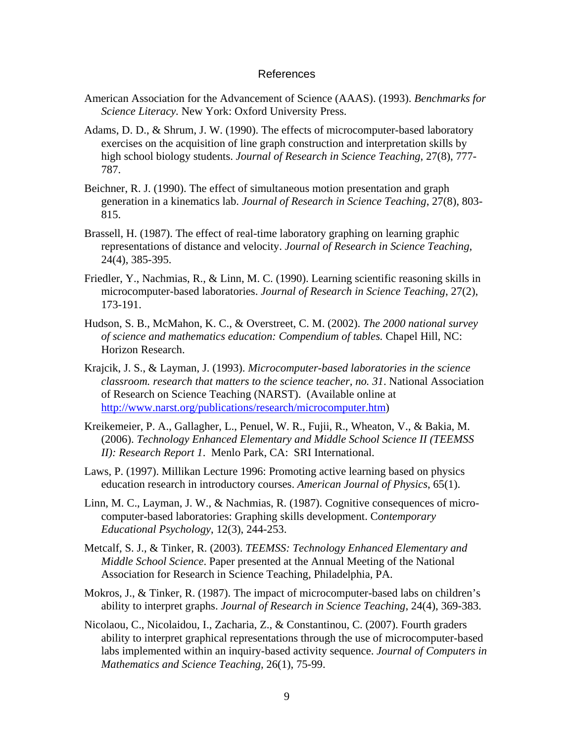# References

American Association for the Advancement of Science (AAAS). (1993). *Benchmarks for Science Literacy*. New York: Oxford University Press.

Adams, D. D., & Shrum, J. W. (1990). The effects of microcomputer-based laboratory exercises on the acquisition of line graph construction and interpretation skills by high school biology students. *Journal of Research in Science Teaching*, 27(8), 777-787.

Beichner, R. J. (1990). The effect of simultaneous motion presentation and graph generation in a kinematics lab. *Journal of Research in Science Teaching*, 27(8), 803-815.

Brassell, H. (1987). The effect of real-time laboratory graphing on learning graphic representations of distance and velocity. *Journal of Research in Science Teaching*, 24(4), 385-395.

Friedler, Y., Nachmias, R., & Linn, M. C. (1990). Learning scientific reasoning skills in microcomputer-based laboratories. *Journal of Research in Science Teaching*, 27(2), 173-191.

Hudson, S. B., McMahon, K. C., & Overstreet, C. M. (2002). *The 2000 national survey of science and mathematics education: Compendium of tables.* Chapel Hill, NC: Horizon Research.

Krajcik, J. S., & Layman, J. (1993). *Microcomputer-based laboratories in the science classroom. research that matters to the science teacher, no. 31*. National Association of Research on Science Teaching (NARST). (Available online at http://www.narst.org/publications/research/microcomputer.htm)

Kreikemeier, P. A., Gallagher, L., Penuel, W. R., Fujii, R., Wheaton, V., & Bakia, M. (2006). *Technology Enhanced Elementary and Middle School Science II (TEEMSS II): Research Report 1*. Menlo Park, CA: SRI International.

Laws, P. (1997). Millikan Lecture 1996: Promoting active learning based on physics education research in introductory courses. *American Journal of Physics*, 65(1).

Linn, M. C., Layman, J. W., & Nachmias, R. (1987). Cognitive consequences of micro-computer-based laboratories: Graphing skills development. C*ontemporary Educational Psychology*, 12(3), 244-253.

Metcalf, S. J., & Tinker, R. (2003). *TEEMSS: Technology Enhanced Elementary and Middle School Science*. Paper presented at the Annual Meeting of the National Association for Research in Science Teaching, Philadelphia, PA.

Mokros, J., & Tinker, R. (1987). The impact of microcomputer-based labs on children's ability to interpret graphs. *Journal of Research in Science Teaching*, 24(4), 369-383.

Nicolaou, C., Nicolaidou, I., Zacharia, Z., & Constantinou, C. (2007). Fourth graders ability to interpret graphical representations through the use of microcomputer-based labs implemented within an inquiry-based activity sequence. *Journal of Computers in Mathematics and Science Teaching*, 26(1), 75-99.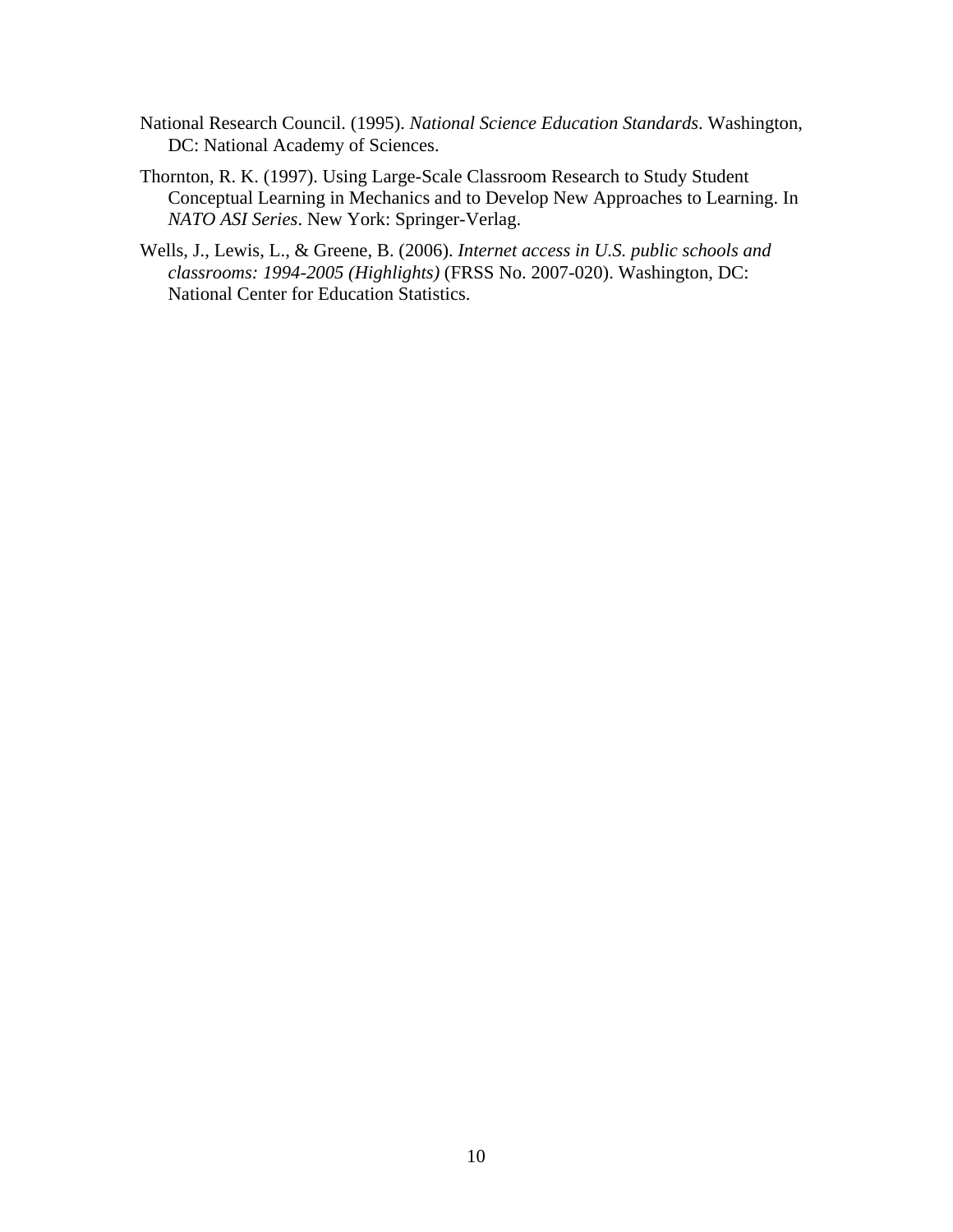National Research Council. (1995). *National Science Education Standards*. Washington, DC: National Academy of Sciences.

Thornton, R. K. (1997). Using Large-Scale Classroom Research to Study Student Conceptual Learning in Mechanics and to Develop New Approaches to Learning. In *NATO ASI Series*. New York: Springer-Verlag.

Wells, J., Lewis, L., & Greene, B. (2006). *Internet access in U.S. public schools and classrooms: 1994-2005 (Highlights)* (FRSS No. 2007-020). Washington, DC: National Center for Education Statistics.